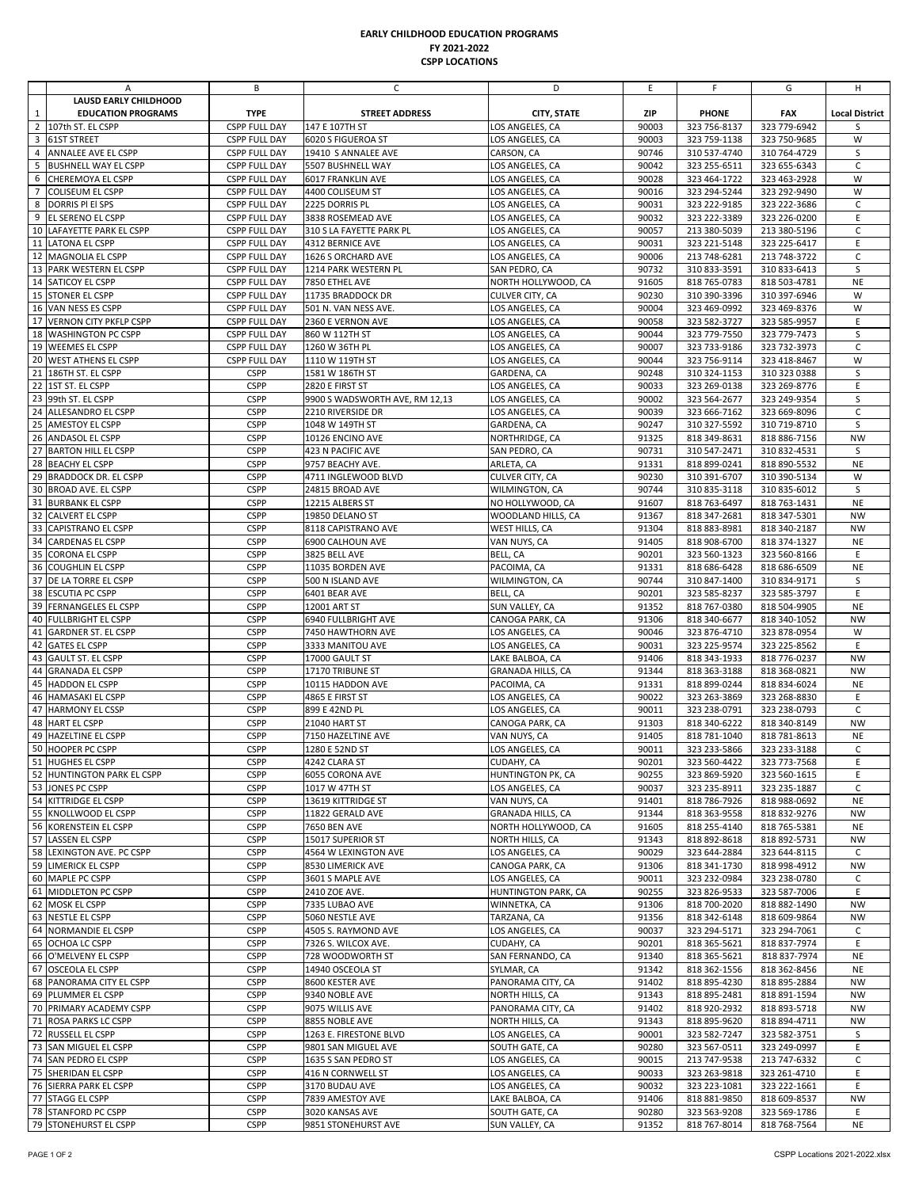**EARLY CHILDHOOD EDUCATION PROGRAMS**
**FY 2021-2022**
**CSPP LOCATIONS**

| | A | B | C | D | E | F | G | H |
|---|---|---|---|---|---|---|---|---|
| 1 | **LAUSD EARLY CHILDHOOD EDUCATION PROGRAMS** | **TYPE** | **STREET ADDRESS** | **CITY, STATE** | **ZIP** | **PHONE** | **FAX** | **Local District** |
| 2 | 107th ST. EL CSPP | CSPP FULL DAY | 147 E 107TH ST | LOS ANGELES, CA | 90003 | 323 756-8137 | 323 779-6942 | S |
| 3 | 61ST STREET | CSPP FULL DAY | 6020 S FIGUEROA ST | LOS ANGELES, CA | 90003 | 323 759-1138 | 323 750-9685 | W |
| 4 | ANNALEE AVE EL CSPP | CSPP FULL DAY | 19410 S ANNALEE AVE | CARSON, CA | 90746 | 310 537-4740 | 310 764-4729 | S |
| 5 | BUSHNELL WAY EL CSPP | CSPP FULL DAY | 5507 BUSHNELL WAY | LOS ANGELES, CA | 90042 | 323 255-6511 | 323 655-6343 | C |
| 6 | CHEREMOYA EL CSPP | CSPP FULL DAY | 6017 FRANKLIN AVE | LOS ANGELES, CA | 90028 | 323 464-1722 | 323 463-2928 | W |
| 7 | COLISEUM EL CSPP | CSPP FULL DAY | 4400 COLISEUM ST | LOS ANGELES, CA | 90016 | 323 294-5244 | 323 292-9490 | W |
| 8 | DORRIS Pl El SPS | CSPP FULL DAY | 2225 DORRIS PL | LOS ANGELES, CA | 90031 | 323 222-9185 | 323 222-3686 | C |
| 9 | EL SERENO EL CSPP | CSPP FULL DAY | 3838 ROSEMEAD AVE | LOS ANGELES, CA | 90032 | 323 222-3389 | 323 226-0200 | E |
| 10 | LAFAYETTE PARK EL CSPP | CSPP FULL DAY | 310 S LA FAYETTE PARK PL | LOS ANGELES, CA | 90057 | 213 380-5039 | 213 380-5196 | C |
| 11 | LATONA EL CSPP | CSPP FULL DAY | 4312 BERNICE AVE | LOS ANGELES, CA | 90031 | 323 221-5148 | 323 225-6417 | E |
| 12 | MAGNOLIA EL CSPP | CSPP FULL DAY | 1626 S ORCHARD AVE | LOS ANGELES, CA | 90006 | 213 748-6281 | 213 748-3722 | C |
| 13 | PARK WESTERN EL CSPP | CSPP FULL DAY | 1214 PARK WESTERN PL | SAN PEDRO, CA | 90732 | 310 833-3591 | 310 833-6413 | S |
| 14 | SATICOY EL CSPP | CSPP FULL DAY | 7850 ETHEL AVE | NORTH HOLLYWOOD, CA | 91605 | 818 765-0783 | 818 503-4781 | NE |
| 15 | STONER EL CSPP | CSPP FULL DAY | 11735 BRADDOCK DR | CULVER CITY, CA | 90230 | 310 390-3396 | 310 397-6946 | W |
| 16 | VAN NESS ES CSPP | CSPP FULL DAY | 501 N. VAN NESS AVE. | LOS ANGELES, CA | 90004 | 323 469-0992 | 323 469-8376 | W |
| 17 | VERNON CITY PKFLP CSPP | CSPP FULL DAY | 2360 E VERNON AVE | LOS ANGELES, CA | 90058 | 323 582-3727 | 323 585-9957 | E |
| 18 | WASHINGTON PC CSPP | CSPP FULL DAY | 860 W 112TH ST | LOS ANGELES, CA | 90044 | 323 779-7550 | 323 779-7473 | S |
| 19 | WEEMES EL CSPP | CSPP FULL DAY | 1260 W 36TH PL | LOS ANGELES, CA | 90007 | 323 733-9186 | 323 732-3973 | C |
| 20 | WEST ATHENS EL CSPP | CSPP FULL DAY | 1110 W 119TH ST | LOS ANGELES, CA | 90044 | 323 756-9114 | 323 418-8467 | W |
| 21 | 186TH ST. EL CSPP | CSPP | 1581 W 186TH ST | GARDENA, CA | 90248 | 310 324-1153 | 310 323 0388 | S |
| 22 | 1ST ST. EL CSPP | CSPP | 2820 E FIRST ST | LOS ANGELES, CA | 90033 | 323 269-0138 | 323 269-8776 | E |
| 23 | 99th ST. EL CSPP | CSPP | 9900 S WADSWORTH AVE, RM 12,13 | LOS ANGELES, CA | 90002 | 323 564-2677 | 323 249-9354 | S |
| 24 | ALLESANDRO EL CSPP | CSPP | 2210 RIVERSIDE DR | LOS ANGELES, CA | 90039 | 323 666-7162 | 323 669-8096 | C |
| 25 | AMESTOY EL CSPP | CSPP | 1048 W 149TH ST | GARDENA, CA | 90247 | 310 327-5592 | 310 719-8710 | S |
| 26 | ANDASOL EL CSPP | CSPP | 10126 ENCINO AVE | NORTHRIDGE, CA | 91325 | 818 349-8631 | 818 886-7156 | NW |
| 27 | BARTON HILL EL CSPP | CSPP | 423 N PACIFIC AVE | SAN PEDRO, CA | 90731 | 310 547-2471 | 310 832-4531 | S |
| 28 | BEACHY EL CSPP | CSPP | 9757 BEACHY AVE. | ARLETA, CA | 91331 | 818 899-0241 | 818 890-5532 | NE |
| 29 | BRADDOCK DR. EL CSPP | CSPP | 4711 INGLEWOOD BLVD | CULVER CITY, CA | 90230 | 310 391-6707 | 310 390-5134 | W |
| 30 | BROAD AVE. EL CSPP | CSPP | 24815 BROAD AVE | WILMINGTON, CA | 90744 | 310 835-3118 | 310 835-6012 | S |
| 31 | BURBANK EL CSPP | CSPP | 12215 ALBERS ST | NO HOLLYWOOD, CA | 91607 | 818 763-6497 | 818 763-1431 | NE |
| 32 | CALVERT EL CSPP | CSPP | 19850 DELANO ST | WOODLAND HILLS, CA | 91367 | 818 347-2681 | 818 347-5301 | NW |
| 33 | CAPISTRANO EL CSPP | CSPP | 8118 CAPISTRANO AVE | WEST HILLS, CA | 91304 | 818 883-8981 | 818 340-2187 | NW |
| 34 | CARDENAS EL CSPP | CSPP | 6900 CALHOUN AVE | VAN NUYS, CA | 91405 | 818 908-6700 | 818 374-1327 | NE |
| 35 | CORONA EL CSPP | CSPP | 3825 BELL AVE | BELL, CA | 90201 | 323 560-1323 | 323 560-8166 | E |
| 36 | COUGHLIN EL CSPP | CSPP | 11035 BORDEN AVE | PACOIMA, CA | 91331 | 818 686-6428 | 818 686-6509 | NE |
| 37 | DE LA TORRE EL CSPP | CSPP | 500 N ISLAND AVE | WILMINGTON, CA | 90744 | 310 847-1400 | 310 834-9171 | S |
| 38 | ESCUTIA PC CSPP | CSPP | 6401 BEAR AVE | BELL, CA | 90201 | 323 585-8237 | 323 585-3797 | E |
| 39 | FERNANGELES EL CSPP | CSPP | 12001 ART ST | SUN VALLEY, CA | 91352 | 818 767-0380 | 818 504-9905 | NE |
| 40 | FULLBRIGHT EL CSPP | CSPP | 6940 FULLBRIGHT AVE | CANOGA PARK, CA | 91306 | 818 340-6677 | 818 340-1052 | NW |
| 41 | GARDNER ST. EL CSPP | CSPP | 7450 HAWTHORN AVE | LOS ANGELES, CA | 90046 | 323 876-4710 | 323 878-0954 | W |
| 42 | GATES EL CSPP | CSPP | 3333 MANITOU AVE | LOS ANGELES, CA | 90031 | 323 225-9574 | 323 225-8562 | E |
| 43 | GAULT ST. EL CSPP | CSPP | 17000 GAULT ST | LAKE BALBOA, CA | 91406 | 818 343-1933 | 818 776-0237 | NW |
| 44 | GRANADA EL CSPP | CSPP | 17170 TRIBUNE ST | GRANADA HILLS, CA | 91344 | 818 363-3188 | 818 368-0821 | NW |
| 45 | HADDON EL CSPP | CSPP | 10115 HADDON AVE | PACOIMA, CA | 91331 | 818 899-0244 | 818 834-6024 | NE |
| 46 | HAMASAKI EL CSPP | CSPP | 4865 E FIRST ST | LOS ANGELES, CA | 90022 | 323 263-3869 | 323 268-8830 | E |
| 47 | HARMONY EL CSSP | CSPP | 899 E 42ND PL | LOS ANGELES, CA | 90011 | 323 238-0791 | 323 238-0793 | C |
| 48 | HART EL CSPP | CSPP | 21040 HART ST | CANOGA PARK, CA | 91303 | 818 340-6222 | 818 340-8149 | NW |
| 49 | HAZELTINE EL CSPP | CSPP | 7150 HAZELTINE AVE | VAN NUYS, CA | 91405 | 818 781-1040 | 818 781-8613 | NE |
| 50 | HOOPER PC CSPP | CSPP | 1280 E 52ND ST | LOS ANGELES, CA | 90011 | 323 233-5866 | 323 233-3188 | C |
| 51 | HUGHES EL CSPP | CSPP | 4242 CLARA ST | CUDAHY, CA | 90201 | 323 560-4422 | 323 773-7568 | E |
| 52 | HUNTINGTON PARK EL CSPP | CSPP | 6055 CORONA AVE | HUNTINGTON PK, CA | 90255 | 323 869-5920 | 323 560-1615 | E |
| 53 | JONES PC CSPP | CSPP | 1017 W 47TH ST | LOS ANGELES, CA | 90037 | 323 235-8911 | 323 235-1887 | C |
| 54 | KITTRIDGE EL CSPP | CSPP | 13619 KITTRIDGE ST | VAN NUYS, CA | 91401 | 818 786-7926 | 818 988-0692 | NE |
| 55 | KNOLLWOOD EL CSPP | CSPP | 11822 GERALD AVE | GRANADA HILLS, CA | 91344 | 818 363-9558 | 818 832-9276 | NW |
| 56 | KORENSTEIN EL CSPP | CSPP | 7650 BEN AVE | NORTH HOLLYWOOD, CA | 91605 | 818 255-4140 | 818 765-5381 | NE |
| 57 | LASSEN EL CSPP | CSPP | 15017 SUPERIOR ST | NORTH HILLS, CA | 91343 | 818 892-8618 | 818 892-5731 | NW |
| 58 | LEXINGTON AVE. PC CSPP | CSPP | 4564 W LEXINGTON AVE | LOS ANGELES, CA | 90029 | 323 644-2884 | 323 644-8115 | C |
| 59 | LIMERICK EL CSPP | CSPP | 8530 LIMERICK AVE | CANOGA PARK, CA | 91306 | 818 341-1730 | 818 998-4912 | NW |
| 60 | MAPLE PC CSPP | CSPP | 3601 S MAPLE AVE | LOS ANGELES, CA | 90011 | 323 232-0984 | 323 238-0780 | C |
| 61 | MIDDLETON PC CSPP | CSPP | 2410 ZOE AVE. | HUNTINGTON PARK, CA | 90255 | 323 826-9533 | 323 587-7006 | E |
| 62 | MOSK EL CSPP | CSPP | 7335 LUBAO AVE | WINNETKA, CA | 91306 | 818 700-2020 | 818 882-1490 | NW |
| 63 | NESTLE EL CSPP | CSPP | 5060 NESTLE AVE | TARZANA, CA | 91356 | 818 342-6148 | 818 609-9864 | NW |
| 64 | NORMANDIE EL CSPP | CSPP | 4505 S. RAYMOND AVE | LOS ANGELES, CA | 90037 | 323 294-5171 | 323 294-7061 | C |
| 65 | OCHOA LC CSPP | CSPP | 7326 S. WILCOX AVE. | CUDAHY, CA | 90201 | 818 365-5621 | 818 837-7974 | E |
| 66 | O'MELVENY EL CSPP | CSPP | 728 WOODWORTH ST | SAN FERNANDO, CA | 91340 | 818 365-5621 | 818 837-7974 | NE |
| 67 | OSCEOLA EL CSPP | CSPP | 14940 OSCEOLA ST | SYLMAR, CA | 91342 | 818 362-1556 | 818 362-8456 | NE |
| 68 | PANORAMA CITY EL CSPP | CSPP | 8600 KESTER AVE | PANORAMA CITY, CA | 91402 | 818 895-4230 | 818 895-2884 | NW |
| 69 | PLUMMER EL CSPP | CSPP | 9340 NOBLE AVE | NORTH HILLS, CA | 91343 | 818 895-2481 | 818 891-1594 | NW |
| 70 | PRIMARY ACADEMY CSPP | CSPP | 9075 WILLIS AVE | PANORAMA CITY, CA | 91402 | 818 920-2932 | 818 893-5718 | NW |
| 71 | ROSA PARKS LC CSPP | CSPP | 8855 NOBLE AVE | NORTH HILLS, CA | 91343 | 818 895-9620 | 818 894-4711 | NW |
| 72 | RUSSELL EL CSPP | CSPP | 1263 E. FIRESTONE BLVD | LOS ANGELES, CA | 90001 | 323 582-7247 | 323 582-3751 | S |
| 73 | SAN MIGUEL EL CSPP | CSPP | 9801 SAN MIGUEL AVE | SOUTH GATE, CA | 90280 | 323 567-0511 | 323 249-0997 | E |
| 74 | SAN PEDRO EL CSPP | CSPP | 1635 S SAN PEDRO ST | LOS ANGELES, CA | 90015 | 213 747-9538 | 213 747-6332 | C |
| 75 | SHERIDAN EL CSPP | CSPP | 416 N CORNWELL ST | LOS ANGELES, CA | 90033 | 323 263-9818 | 323 261-4710 | E |
| 76 | SIERRA PARK EL CSPP | CSPP | 3170 BUDAU AVE | LOS ANGELES, CA | 90032 | 323 223-1081 | 323 222-1661 | E |
| 77 | STAGG EL CSPP | CSPP | 7839 AMESTOY AVE | LAKE BALBOA, CA | 91406 | 818 881-9850 | 818 609-8537 | NW |
| 78 | STANFORD PC CSPP | CSPP | 3020 KANSAS AVE | SOUTH GATE, CA | 90280 | 323 563-9208 | 323 569-1786 | E |
| 79 | STONEHURST EL CSPP | CSPP | 9851 STONEHURST AVE | SUN VALLEY, CA | 91352 | 818 767-8014 | 818 768-7564 | NE |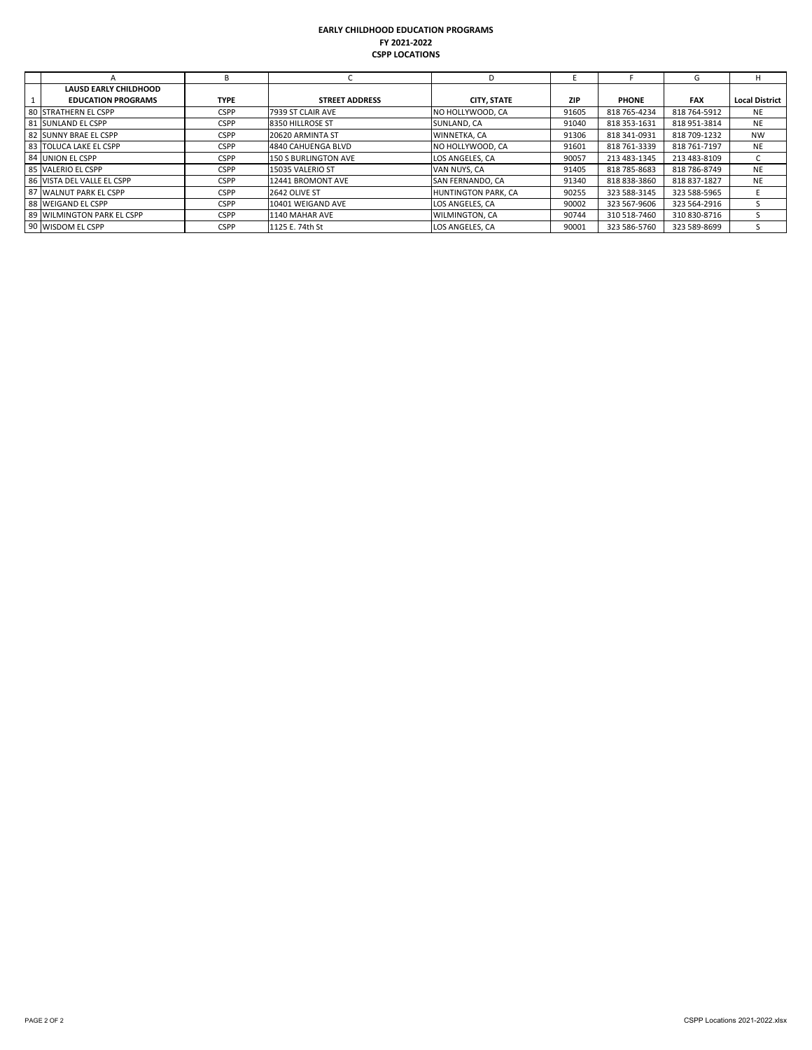**EARLY CHILDHOOD EDUCATION PROGRAMS**
**FY 2021-2022**
**CSPP LOCATIONS**

| | A | B | C | D | E | F | G | H |
|---|---|---|---|---|---|---|---|---|
| 1 | **LAUSD EARLY CHILDHOOD EDUCATION PROGRAMS** | **TYPE** | **STREET ADDRESS** | **CITY, STATE** | **ZIP** | **PHONE** | **FAX** | **Local District** |
| 80 | STRATHERN EL CSPP | CSPP | 7939 ST CLAIR AVE | NO HOLLYWOOD, CA | 91605 | 818 765-4234 | 818 764-5912 | NE |
| 81 | SUNLAND EL CSPP | CSPP | 8350 HILLROSE ST | SUNLAND, CA | 91040 | 818 353-1631 | 818 951-3814 | NE |
| 82 | SUNNY BRAE EL CSPP | CSPP | 20620 ARMINTA ST | WINNETKA, CA | 91306 | 818 341-0931 | 818 709-1232 | NW |
| 83 | TOLUCA LAKE EL CSPP | CSPP | 4840 CAHUENGA BLVD | NO HOLLYWOOD, CA | 91601 | 818 761-3339 | 818 761-7197 | NE |
| 84 | UNION EL CSPP | CSPP | 150 S BURLINGTON AVE | LOS ANGELES, CA | 90057 | 213 483-1345 | 213 483-8109 | C |
| 85 | VALERIO EL CSPP | CSPP | 15035 VALERIO ST | VAN NUYS, CA | 91405 | 818 785-8683 | 818 786-8749 | NE |
| 86 | VISTA DEL VALLE EL CSPP | CSPP | 12441 BROMONT AVE | SAN FERNANDO, CA | 91340 | 818 838-3860 | 818 837-1827 | NE |
| 87 | WALNUT PARK EL CSPP | CSPP | 2642 OLIVE ST | HUNTINGTON PARK, CA | 90255 | 323 588-3145 | 323 588-5965 | E |
| 88 | WEIGAND EL CSPP | CSPP | 10401 WEIGAND AVE | LOS ANGELES, CA | 90002 | 323 567-9606 | 323 564-2916 | S |
| 89 | WILMINGTON PARK EL CSPP | CSPP | 1140 MAHAR AVE | WILMINGTON, CA | 90744 | 310 518-7460 | 310 830-8716 | S |
| 90 | WISDOM EL CSPP | CSPP | 1125 E. 74th St | LOS ANGELES, CA | 90001 | 323 586-5760 | 323 589-8699 | S |